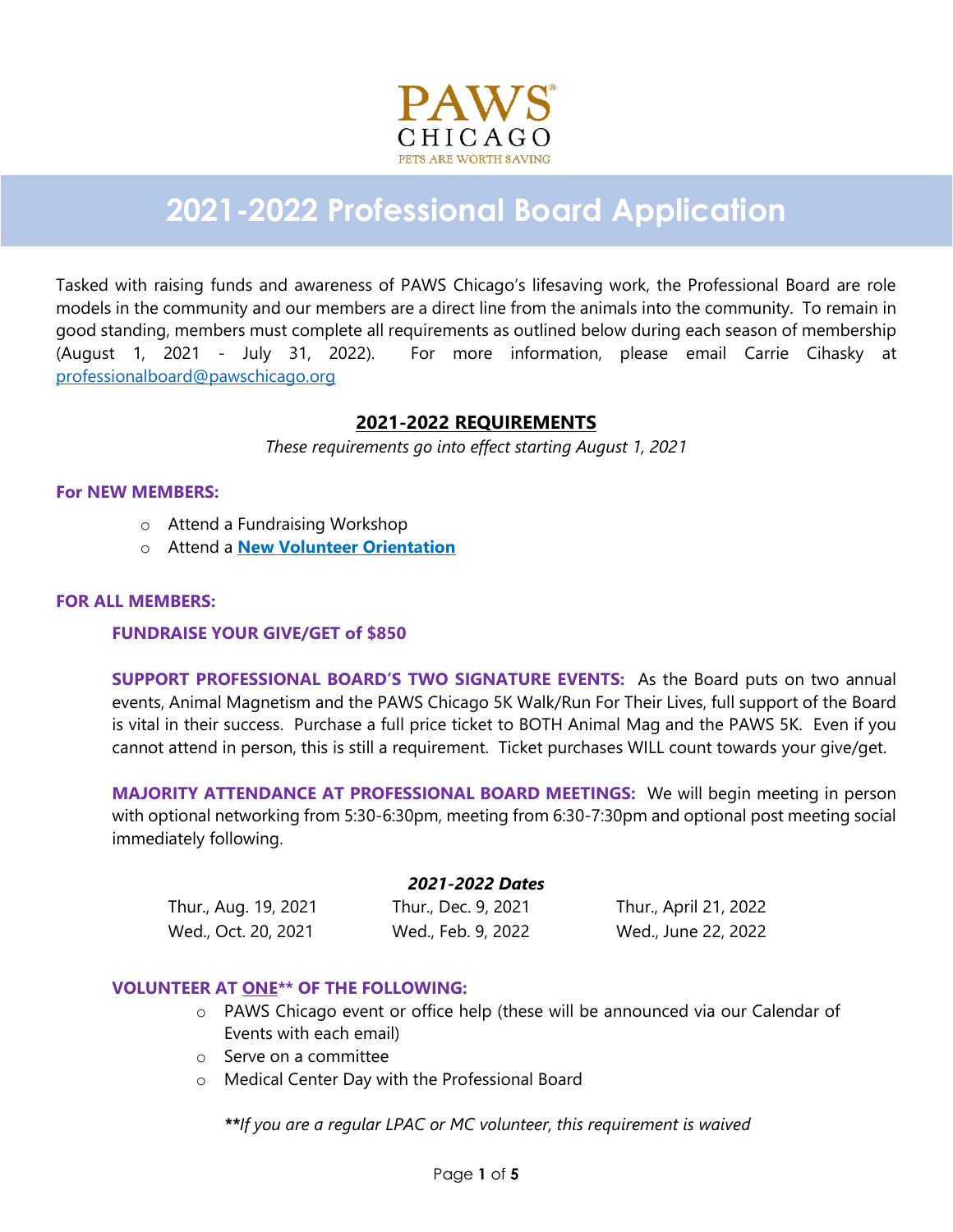PAWS CHICAGO
PETS ARE WORTH SAVING

# 2021-2022 Professional Board Application

Tasked with raising funds and awareness of PAWS Chicago's lifesaving work, the Professional Board are role models in the community and our members are a direct line from the animals into the community. To remain in good standing, members must complete all requirements as outlined below during each season of membership (August 1, 2021 - July 31, 2022). For more information, please email Carrie Cihasky at professionalboard@pawschicago.org

## 2021-2022 REQUIREMENTS

*These requirements go into effect starting August 1, 2021*

### For NEW MEMBERS:

- Attend a Fundraising Workshop
- Attend a **New Volunteer Orientation**

### FOR ALL MEMBERS:

**FUNDRAISE YOUR GIVE/GET of $850**

**SUPPORT PROFESSIONAL BOARD'S TWO SIGNATURE EVENTS:** As the Board puts on two annual events, Animal Magnetism and the PAWS Chicago 5K Walk/Run For Their Lives, full support of the Board is vital in their success. Purchase a full price ticket to BOTH Animal Mag and the PAWS 5K. Even if you cannot attend in person, this is still a requirement. Ticket purchases WILL count towards your give/get.

**MAJORITY ATTENDANCE AT PROFESSIONAL BOARD MEETINGS:** We will begin meeting in person with optional networking from 5:30-6:30pm, meeting from 6:30-7:30pm and optional post meeting social immediately following.

***2021-2022 Dates***

| | | |
|---|---|---|
| Thur., Aug. 19, 2021 | Thur., Dec. 9, 2021 | Thur., April 21, 2022 |
| Wed., Oct. 20, 2021 | Wed., Feb. 9, 2022 | Wed., June 22, 2022 |

**VOLUNTEER AT ONE\*\* OF THE FOLLOWING:**

- PAWS Chicago event or office help (these will be announced via our Calendar of Events with each email)
- Serve on a committee
- Medical Center Day with the Professional Board

***\*\****If you are a regular LPAC or MC volunteer, this requirement is waived*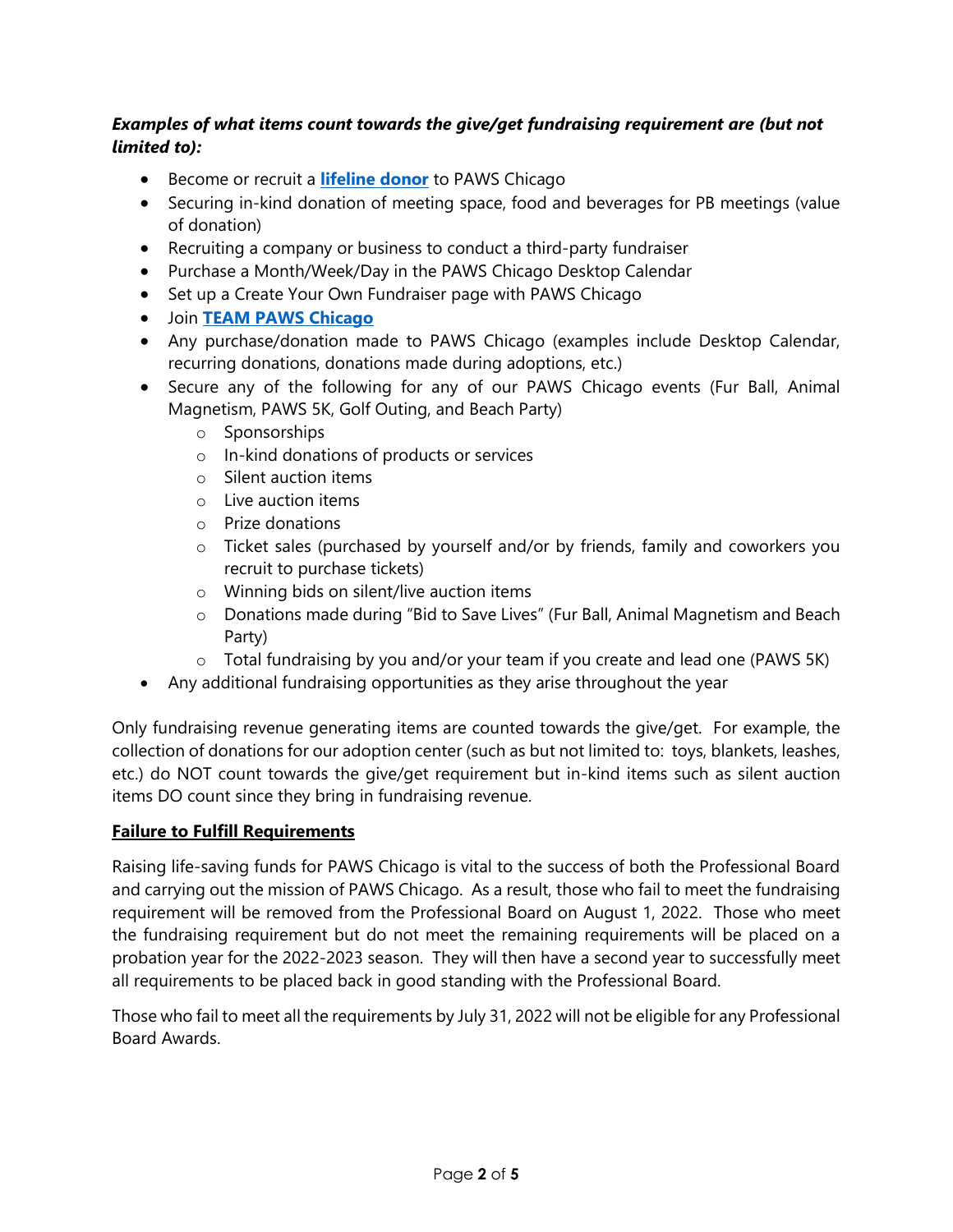***Examples of what items count towards the give/get fundraising requirement are (but not limited to):***

- Become or recruit a **lifeline donor** to PAWS Chicago
- Securing in-kind donation of meeting space, food and beverages for PB meetings (value of donation)
- Recruiting a company or business to conduct a third-party fundraiser
- Purchase a Month/Week/Day in the PAWS Chicago Desktop Calendar
- Set up a Create Your Own Fundraiser page with PAWS Chicago
- Join **TEAM PAWS Chicago**
- Any purchase/donation made to PAWS Chicago (examples include Desktop Calendar, recurring donations, donations made during adoptions, etc.)
- Secure any of the following for any of our PAWS Chicago events (Fur Ball, Animal Magnetism, PAWS 5K, Golf Outing, and Beach Party)
    - Sponsorships
    - In-kind donations of products or services
    - Silent auction items
    - Live auction items
    - Prize donations
    - Ticket sales (purchased by yourself and/or by friends, family and coworkers you recruit to purchase tickets)
    - Winning bids on silent/live auction items
    - Donations made during "Bid to Save Lives" (Fur Ball, Animal Magnetism and Beach Party)
    - Total fundraising by you and/or your team if you create and lead one (PAWS 5K)
- Any additional fundraising opportunities as they arise throughout the year

Only fundraising revenue generating items are counted towards the give/get. For example, the collection of donations for our adoption center (such as but not limited to: toys, blankets, leashes, etc.) do NOT count towards the give/get requirement but in-kind items such as silent auction items DO count since they bring in fundraising revenue.

**Failure to Fulfill Requirements**

Raising life-saving funds for PAWS Chicago is vital to the success of both the Professional Board and carrying out the mission of PAWS Chicago. As a result, those who fail to meet the fundraising requirement will be removed from the Professional Board on August 1, 2022. Those who meet the fundraising requirement but do not meet the remaining requirements will be placed on a probation year for the 2022-2023 season. They will then have a second year to successfully meet all requirements to be placed back in good standing with the Professional Board.

Those who fail to meet all the requirements by July 31, 2022 will not be eligible for any Professional Board Awards.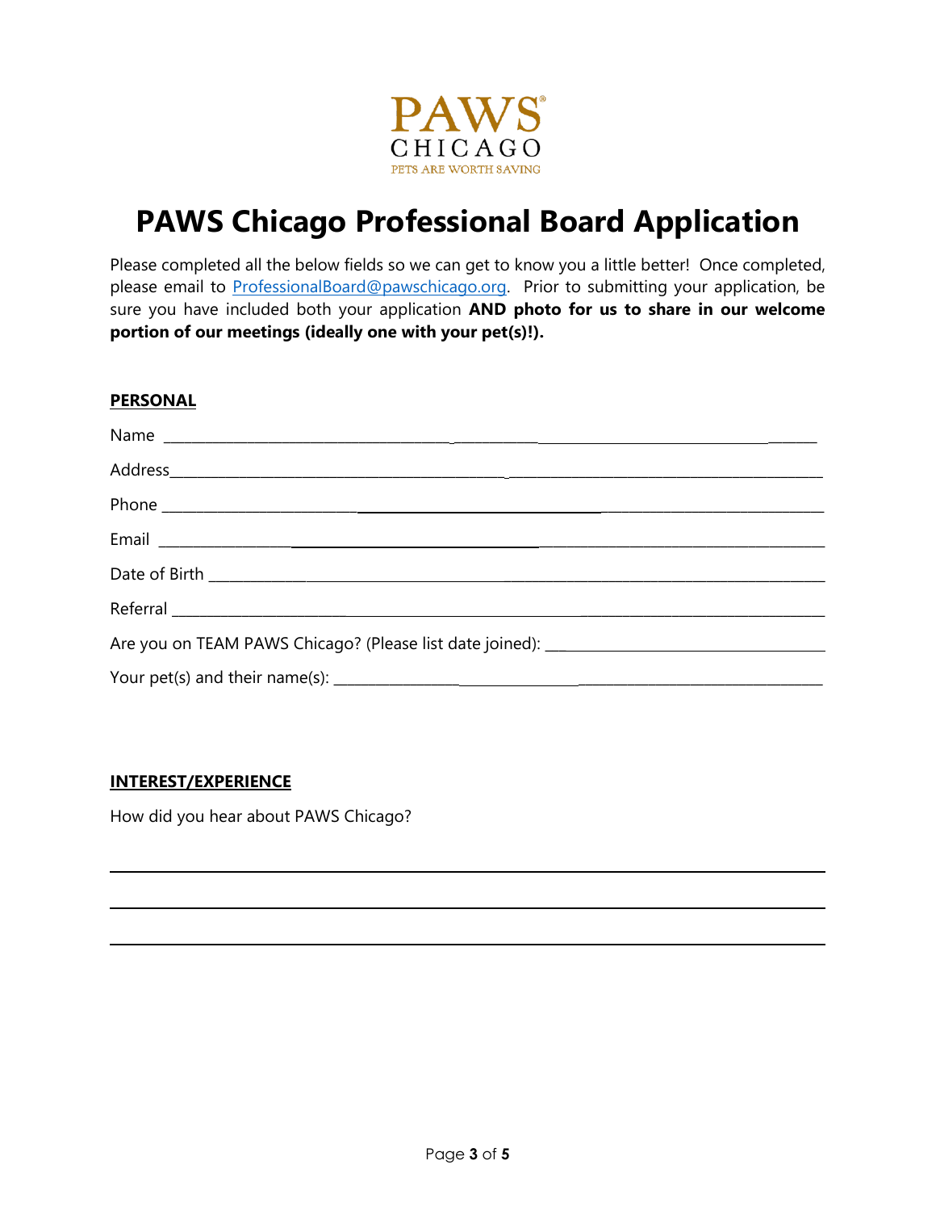PAWS CHICAGO
PETS ARE WORTH SAVING

# PAWS Chicago Professional Board Application

Please completed all the below fields so we can get to know you a little better! Once completed, please email to ProfessionalBoard@pawschicago.org. Prior to submitting your application, be sure you have included both your application **AND photo for us to share in our welcome portion of our meetings (ideally one with your pet(s)!).**

## PERSONAL

Name ______________________________________________

Address ______________________________________________

Phone ______________________________________________

Email ______________________________________________

Date of Birth ______________________________________________

Referral ______________________________________________

Are you on TEAM PAWS Chicago? (Please list date joined): ______________________

Your pet(s) and their name(s): ______________________

## INTEREST/EXPERIENCE

How did you hear about PAWS Chicago?

______________________________________________

______________________________________________

______________________________________________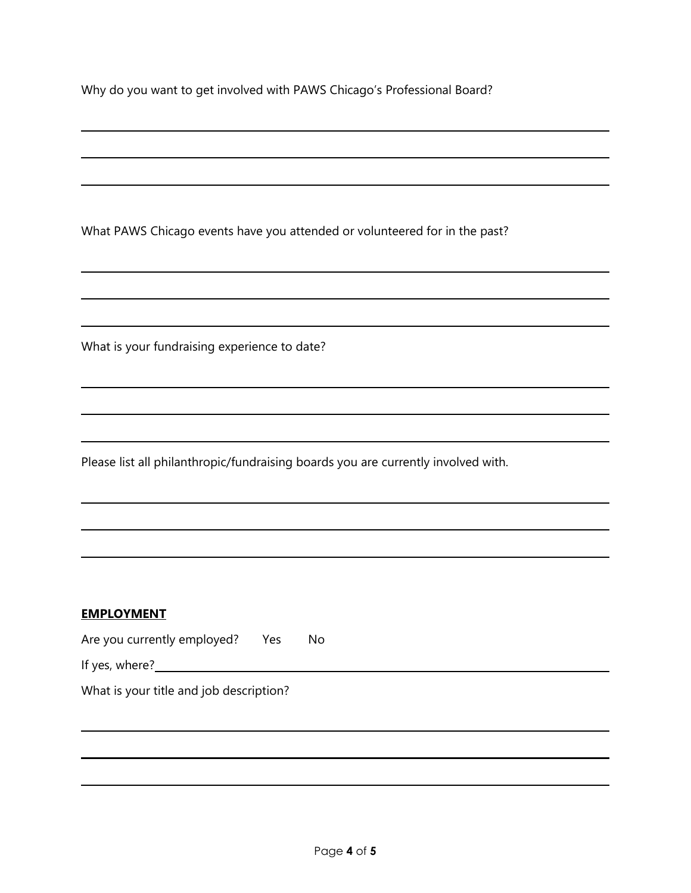Why do you want to get involved with PAWS Chicago's Professional Board?

What PAWS Chicago events have you attended or volunteered for in the past?

What is your fundraising experience to date?

Please list all philanthropic/fundraising boards you are currently involved with.

**EMPLOYMENT**

Are you currently employed? Yes No

If yes, where?

What is your title and job description?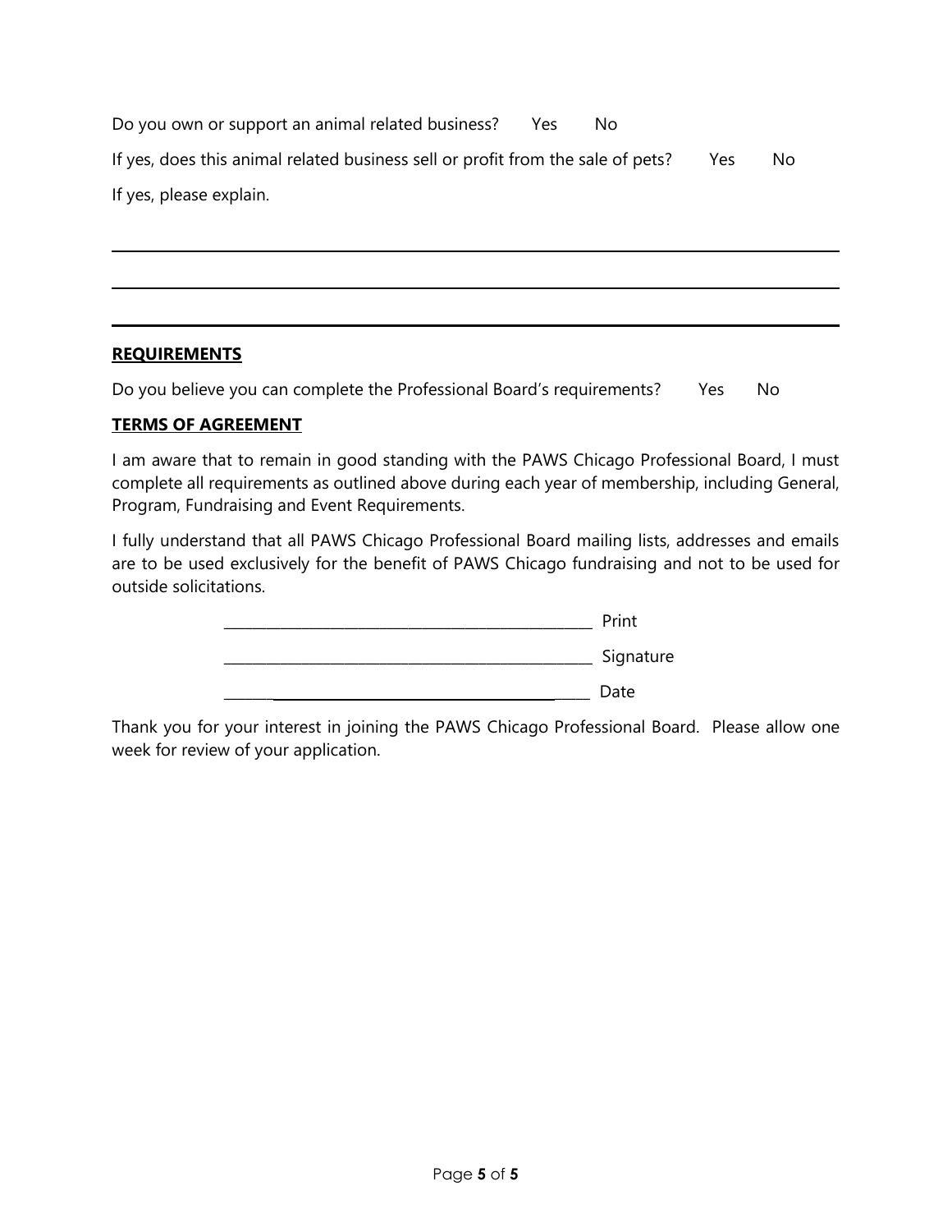Do you own or support an animal related business? Yes No

If yes, does this animal related business sell or profit from the sale of pets? Yes No

If yes, please explain.

______________________________________________________________________________

______________________________________________________________________________

______________________________________________________________________________

**REQUIREMENTS**

Do you believe you can complete the Professional Board's requirements? Yes No

**TERMS OF AGREEMENT**

I am aware that to remain in good standing with the PAWS Chicago Professional Board, I must complete all requirements as outlined above during each year of membership, including General, Program, Fundraising and Event Requirements.

I fully understand that all PAWS Chicago Professional Board mailing lists, addresses and emails are to be used exclusively for the benefit of PAWS Chicago fundraising and not to be used for outside solicitations.

_____________________________________________ Print

_____________________________________________ Signature

_____________________________________________ Date

Thank you for your interest in joining the PAWS Chicago Professional Board. Please allow one week for review of your application.